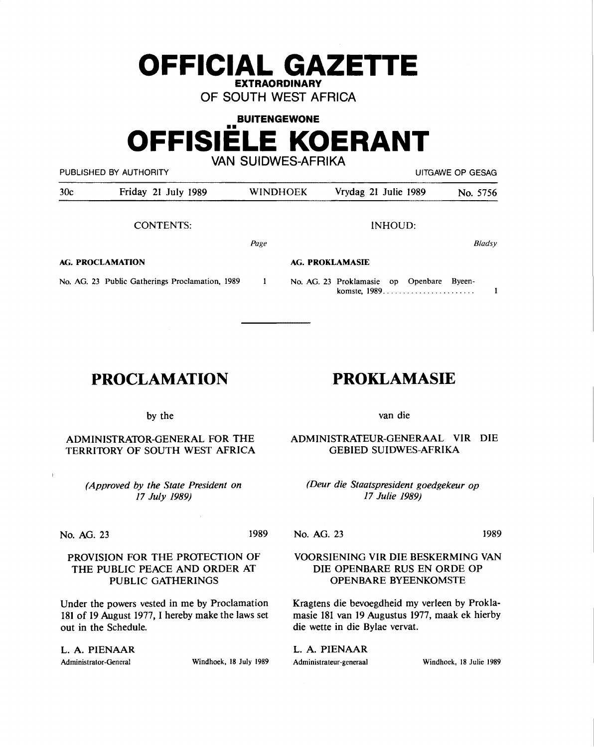# OFFICIAL GAZETTE

**EXTRAORDINARY**

OF SOUTH WEST AFRICA

**BUITENGEWONE**

# OFFISIËLE KOERANT

VAN SUIDWES-AFRIKA

PUBLISHED BY AUTHORITY — UITGAWE OP GESAG

| 30c | Friday 21 July 1989 | WINDHOEK | Vrydag 21 Julie 1989 | No. 5756 |
|---|---|---|---|---|

CONTENTS:

| | *Page* |
|---|---|
| **AG. PROCLAMATION** | |
| No. AG. 23 Public Gatherings Proclamation, 1989 | 1 |

INHOUD:

| | *Bladsy* |
|---|---|
| **AG. PROKLAMASIE** | |
| No. AG. 23 Proklamasie op Openbare Byeenkomste, 1989 | 1 |

---

## PROCLAMATION

by the

ADMINISTRATOR-GENERAL FOR THE TERRITORY OF SOUTH WEST AFRICA

*(Approved by the State President on 17 July 1989)*

No. AG. 23 — 1989

### PROVISION FOR THE PROTECTION OF THE PUBLIC PEACE AND ORDER AT PUBLIC GATHERINGS

Under the powers vested in me by Proclamation 181 of 19 August 1977, I hereby make the laws set out in the Schedule.

L. A. PIENAAR
Administrator-General — Windhoek, 18 July 1989

## PROKLAMASIE

van die

ADMINISTRATEUR-GENERAAL VIR DIE GEBIED SUIDWES-AFRIKA

*(Deur die Staatspresident goedgekeur op 17 Julie 1989)*

No. AG. 23 — 1989

### VOORSIENING VIR DIE BESKERMING VAN DIE OPENBARE RUS EN ORDE OP OPENBARE BYEENKOMSTE

Kragtens die bevoegdheid my verleen by Proklamasie 181 van 19 Augustus 1977, maak ek hierby die wette in die Bylae vervat.

L. A. PIENAAR
Administrateur-generaal — Windhoek, 18 Julie 1989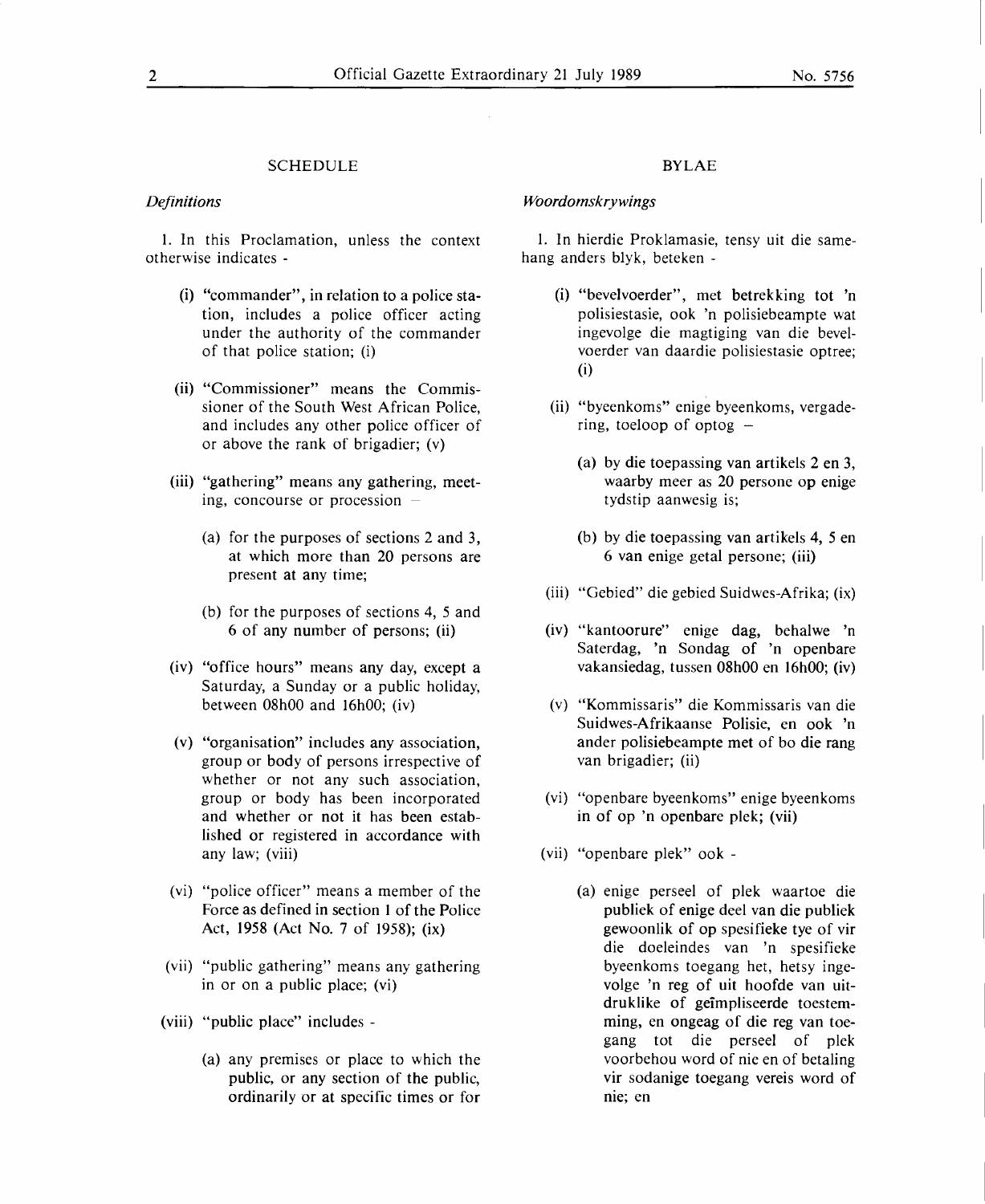## SCHEDULE

*Definitions*

1. In this Proclamation, unless the context otherwise indicates -

(i) "commander", in relation to a police station, includes a police officer acting under the authority of the commander of that police station; (i)

(ii) "Commissioner" means the Commissioner of the South West African Police, and includes any other police officer of or above the rank of brigadier; (v)

(iii) "gathering" means any gathering, meeting, concourse or procession –

(a) for the purposes of sections 2 and 3, at which more than 20 persons are present at any time;

(b) for the purposes of sections 4, 5 and 6 of any number of persons; (ii)

(iv) "office hours" means any day, except a Saturday, a Sunday or a public holiday, between 08h00 and 16h00; (iv)

(v) "organisation" includes any association, group or body of persons irrespective of whether or not any such association, group or body has been incorporated and whether or not it has been established or registered in accordance with any law; (viii)

(vi) "police officer" means a member of the Force as defined in section 1 of the Police Act, 1958 (Act No. 7 of 1958); (ix)

(vii) "public gathering" means any gathering in or on a public place; (vi)

(viii) "public place" includes -

(a) any premises or place to which the public, or any section of the public, ordinarily or at specific times or for

## BYLAE

*Woordomskrywings*

1. In hierdie Proklamasie, tensy uit die samehang anders blyk, beteken -

(i) "bevelvoerder", met betrekking tot 'n polisiestasie, ook 'n polisiebeampte wat ingevolge die magtiging van die bevelvoerder van daardie polisiestasie optree; (i)

(ii) "byeenkoms" enige byeenkoms, vergadering, toeloop of optog –

(a) by die toepassing van artikels 2 en 3, waarby meer as 20 persone op enige tydstip aanwesig is;

(b) by die toepassing van artikels 4, 5 en 6 van enige getal persone; (iii)

(iii) "Gebied" die gebied Suidwes-Afrika; (ix)

(iv) "kantoorure" enige dag, behalwe 'n Saterdag, 'n Sondag of 'n openbare vakansiedag, tussen 08h00 en 16h00; (iv)

(v) "Kommissaris" die Kommissaris van die Suidwes-Afrikaanse Polisie, en ook 'n ander polisiebeampte met of bo die rang van brigadier; (ii)

(vi) "openbare byeenkoms" enige byeenkoms in of op 'n openbare plek; (vii)

(vii) "openbare plek" ook -

(a) enige perseel of plek waartoe die publiek of enige deel van die publiek gewoonlik of op spesifieke tye of vir die doeleindes van 'n spesifieke byeenkoms toegang het, hetsy ingevolge 'n reg of uit hoofde van uitdruklike of geïmpliseerde toestemming, en ongeag of die reg van toegang tot die perseel of plek voorbehou word of nie en of betaling vir sodanige toegang vereis word of nie; en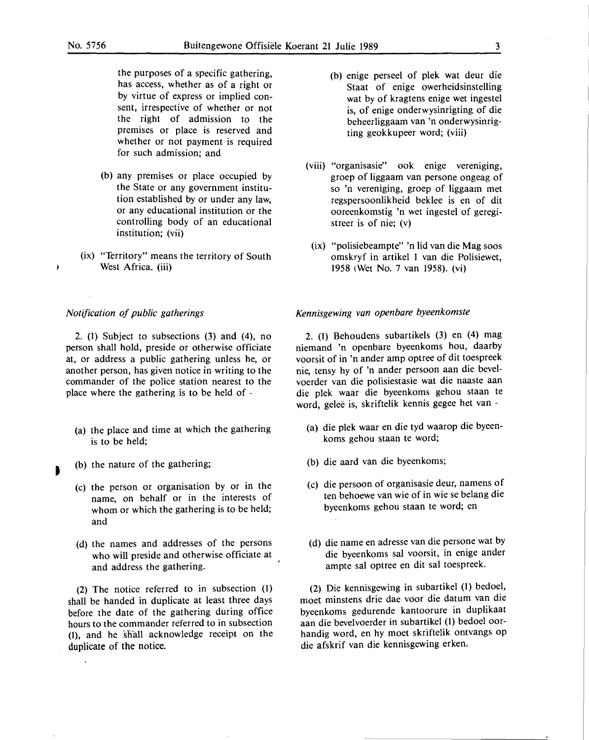the purposes of a specific gathering, has access, whether as of a right or by virtue of express or implied consent, irrespective of whether or not the right of admission to the premises or place is reserved and whether or not payment is required for such admission; and

(b) any premises or place occupied by the State or any government institution established by or under any law, or any educational institution or the controlling body of an educational institution; (vii)

(ix) "Territory" means the territory of South West Africa. (iii)

*Notification of public gatherings*

2. (1) Subject to subsections (3) and (4), no person shall hold, preside or otherwise officiate at, or address a public gathering unless he, or another person, has given notice in writing to the commander of the police station nearest to the place where the gathering is to be held of -

(a) the place and time at which the gathering is to be held;

(b) the nature of the gathering;

(c) the person or organisation by or in the name, on behalf or in the interests of whom or which the gathering is to be held; and

(d) the names and addresses of the persons who will preside and otherwise officiate at and address the gathering.

(2) The notice referred to in subsection (1) shall be handed in duplicate at least three days before the date of the gathering during office hours to the commander referred to in subsection (1), and he shall acknowledge receipt on the duplicate of the notice.

(b) enige perseel of plek wat deur die Staat of enige owerheidsinstelling wat by of kragtens enige wet ingestel is, of enige onderwysinrigting of die beheerliggaam van 'n onderwysinrigting geokkupeer word; (viii)

(viii) "organisasie" ook enige vereniging, groep of liggaam van persone ongeag of so 'n vereniging, groep of liggaam met regspersoonlikheid beklee is en of dit ooreenkomstig 'n wet ingestel of geregistreer is of nie; (v)

(ix) "polisiebeampte" 'n lid van die Mag soos omskryf in artikel 1 van die Polisiewet, 1958 (Wet No. 7 van 1958). (vi)

*Kennisgewing van openbare byeenkomste*

2. (1) Behoudens subartikels (3) en (4) mag niemand 'n openbare byeenkoms hou, daarby voorsit of in 'n ander amp optree of dit toespreek nie, tensy hy of 'n ander persoon aan die bevelvoerder van die polisiestasie wat die naaste aan die plek waar die byeenkoms gehou staan te word, geleë is, skriftelik kennis gegee het van -

(a) die plek waar en die tyd waarop die byeenkoms gehou staan te word;

(b) die aard van die byeenkoms;

(c) die persoon of organisasie deur, namens of ten behoewe van wie of in wie se belang die byeenkoms gehou staan te word; en

(d) die name en adresse van die persone wat by die byeenkoms sal voorsit, in enige ander ampte sal optree en dit sal toespreek.

(2) Die kennisgewing in subartikel (1) bedoel, moet minstens drie dae voor die datum van die byeenkoms gedurende kantoorure in duplikaat aan die bevelvoerder in subartikel (1) bedoel oorhandig word, en hy moet skriftelik ontvangs op die afskrif van die kennisgewing erken.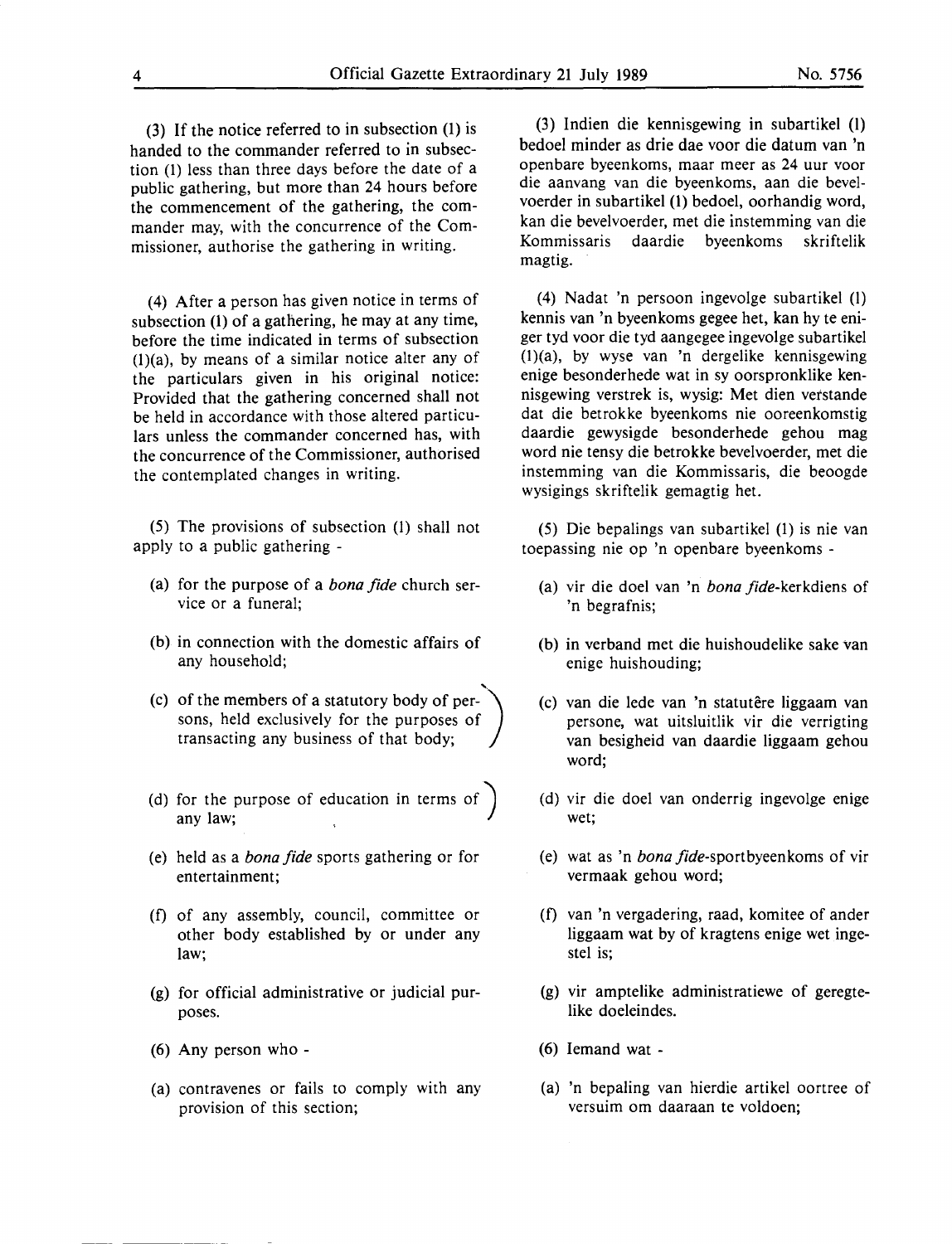(3) If the notice referred to in subsection (1) is handed to the commander referred to in subsection (1) less than three days before the date of a public gathering, but more than 24 hours before the commencement of the gathering, the commander may, with the concurrence of the Commissioner, authorise the gathering in writing.

(4) After a person has given notice in terms of subsection (1) of a gathering, he may at any time, before the time indicated in terms of subsection (1)(a), by means of a similar notice alter any of the particulars given in his original notice: Provided that the gathering concerned shall not be held in accordance with those altered particulars unless the commander concerned has, with the concurrence of the Commissioner, authorised the contemplated changes in writing.

(5) The provisions of subsection (1) shall not apply to a public gathering -

(a) for the purpose of a *bona fide* church service or a funeral;

(b) in connection with the domestic affairs of any household;

(c) of the members of a statutory body of persons, held exclusively for the purposes of transacting any business of that body;

(d) for the purpose of education in terms of any law;

(e) held as a *bona fide* sports gathering or for entertainment;

(f) of any assembly, council, committee or other body established by or under any law;

(g) for official administrative or judicial purposes.

(6) Any person who -

(a) contravenes or fails to comply with any provision of this section;

(3) Indien die kennisgewing in subartikel (1) bedoel minder as drie dae voor die datum van 'n openbare byeenkoms, maar meer as 24 uur voor die aanvang van die byeenkoms, aan die bevelvoerder in subartikel (1) bedoel, oorhandig word, kan die bevelvoerder, met die instemming van die Kommissaris daardie byeenkoms skriftelik magtig.

(4) Nadat 'n persoon ingevolge subartikel (1) kennis van 'n byeenkoms gegee het, kan hy te eniger tyd voor die tyd aangegee ingevolge subartikel (1)(a), by wyse van 'n dergelike kennisgewing enige besonderhede wat in sy oorspronklike kennisgewing verstrek is, wysig: Met dien verstande dat die betrokke byeenkoms nie ooreenkomstig daardie gewysigde besonderhede gehou mag word nie tensy die betrokke bevelvoerder, met die instemming van die Kommissaris, die beoogde wysigings skriftelik gemagtig het.

(5) Die bepalings van subartikel (1) is nie van toepassing nie op 'n openbare byeenkoms -

(a) vir die doel van 'n *bona fide*-kerkdiens of 'n begrafnis;

(b) in verband met die huishoudelike sake van enige huishouding;

(c) van die lede van 'n statutêre liggaam van persone, wat uitsluitlik vir die verrigting van besigheid van daardie liggaam gehou word;

(d) vir die doel van onderrig ingevolge enige wet;

(e) wat as 'n *bona fide*-sportbyeenkoms of vir vermaak gehou word;

(f) van 'n vergadering, raad, komitee of ander liggaam wat by of kragtens enige wet ingestel is;

(g) vir amptelike administratiewe of geregtelike doeleindes.

(6) Iemand wat -

(a) 'n bepaling van hierdie artikel oortree of versuim om daaraan te voldoen;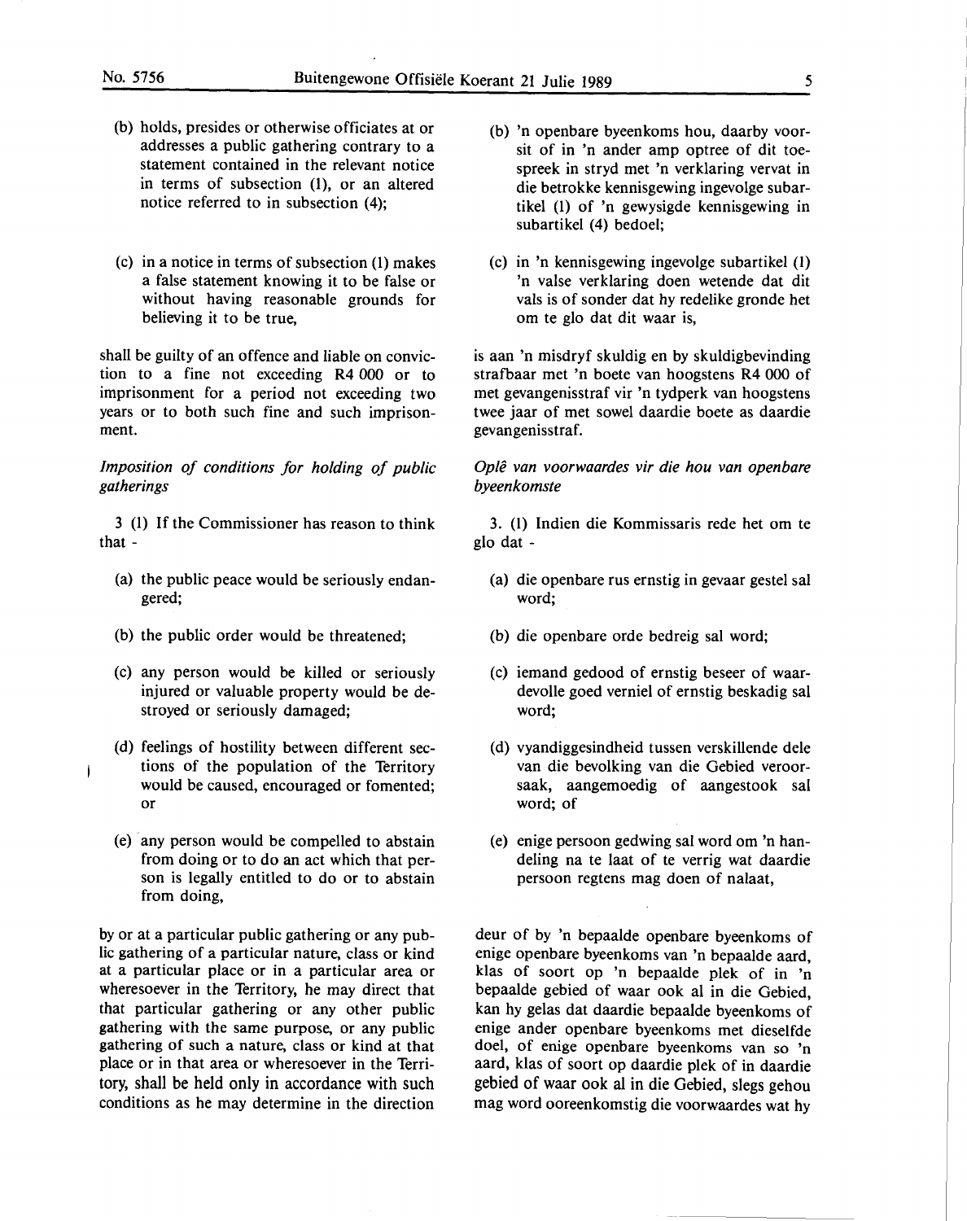(b) holds, presides or otherwise officiates at or addresses a public gathering contrary to a statement contained in the relevant notice in terms of subsection (1), or an altered notice referred to in subsection (4);

(c) in a notice in terms of subsection (1) makes a false statement knowing it to be false or without having reasonable grounds for believing it to be true,

shall be guilty of an offence and liable on conviction to a fine not exceeding R4 000 or to imprisonment for a period not exceeding two years or to both such fine and such imprisonment.

*Imposition of conditions for holding of public gatherings*

3 (1) If the Commissioner has reason to think that -

(a) the public peace would be seriously endangered;

(b) the public order would be threatened;

(c) any person would be killed or seriously injured or valuable property would be destroyed or seriously damaged;

(d) feelings of hostility between different sections of the population of the Territory would be caused, encouraged or fomented; or

(e) any person would be compelled to abstain from doing or to do an act which that person is legally entitled to do or to abstain from doing,

by or at a particular public gathering or any public gathering of a particular nature, class or kind at a particular place or in a particular area or wheresoever in the Territory, he may direct that that particular gathering or any other public gathering with the same purpose, or any public gathering of such a nature, class or kind at that place or in that area or wheresoever in the Territory, shall be held only in accordance with such conditions as he may determine in the direction

(b) 'n openbare byeenkoms hou, daarby voorsit of in 'n ander amp optree of dit toespreek in stryd met 'n verklaring vervat in die betrokke kennisgewing ingevolge subartikel (1) of 'n gewysigde kennisgewing in subartikel (4) bedoel;

(c) in 'n kennisgewing ingevolge subartikel (1) 'n valse verklaring doen wetende dat dit vals is of sonder dat hy redelike gronde het om te glo dat dit waar is,

is aan 'n misdryf skuldig en by skuldigbevinding strafbaar met 'n boete van hoogstens R4 000 of met gevangenisstraf vir 'n tydperk van hoogstens twee jaar of met sowel daardie boete as daardie gevangenisstraf.

*Oplê van voorwaardes vir die hou van openbare byeenkomste*

3. (1) Indien die Kommissaris rede het om te glo dat -

(a) die openbare rus ernstig in gevaar gestel sal word;

(b) die openbare orde bedreig sal word;

(c) iemand gedood of ernstig beseer of waardevolle goed verniel of ernstig beskadig sal word;

(d) vyandiggesindheid tussen verskillende dele van die bevolking van die Gebied veroorsaak, aangemoedig of aangestook sal word; of

(e) enige persoon gedwing sal word om 'n handeling na te laat of te verrig wat daardie persoon regtens mag doen of nalaat,

deur of by 'n bepaalde openbare byeenkoms of enige openbare byeenkoms van 'n bepaalde aard, klas of soort op 'n bepaalde plek of in 'n bepaalde gebied of waar ook al in die Gebied, kan hy gelas dat daardie bepaalde byeenkoms of enige ander openbare byeenkoms met dieselfde doel, of enige openbare byeenkoms van so 'n aard, klas of soort op daardie plek of in daardie gebied of waar ook al in die Gebied, slegs gehou mag word ooreenkomstig die voorwaardes wat hy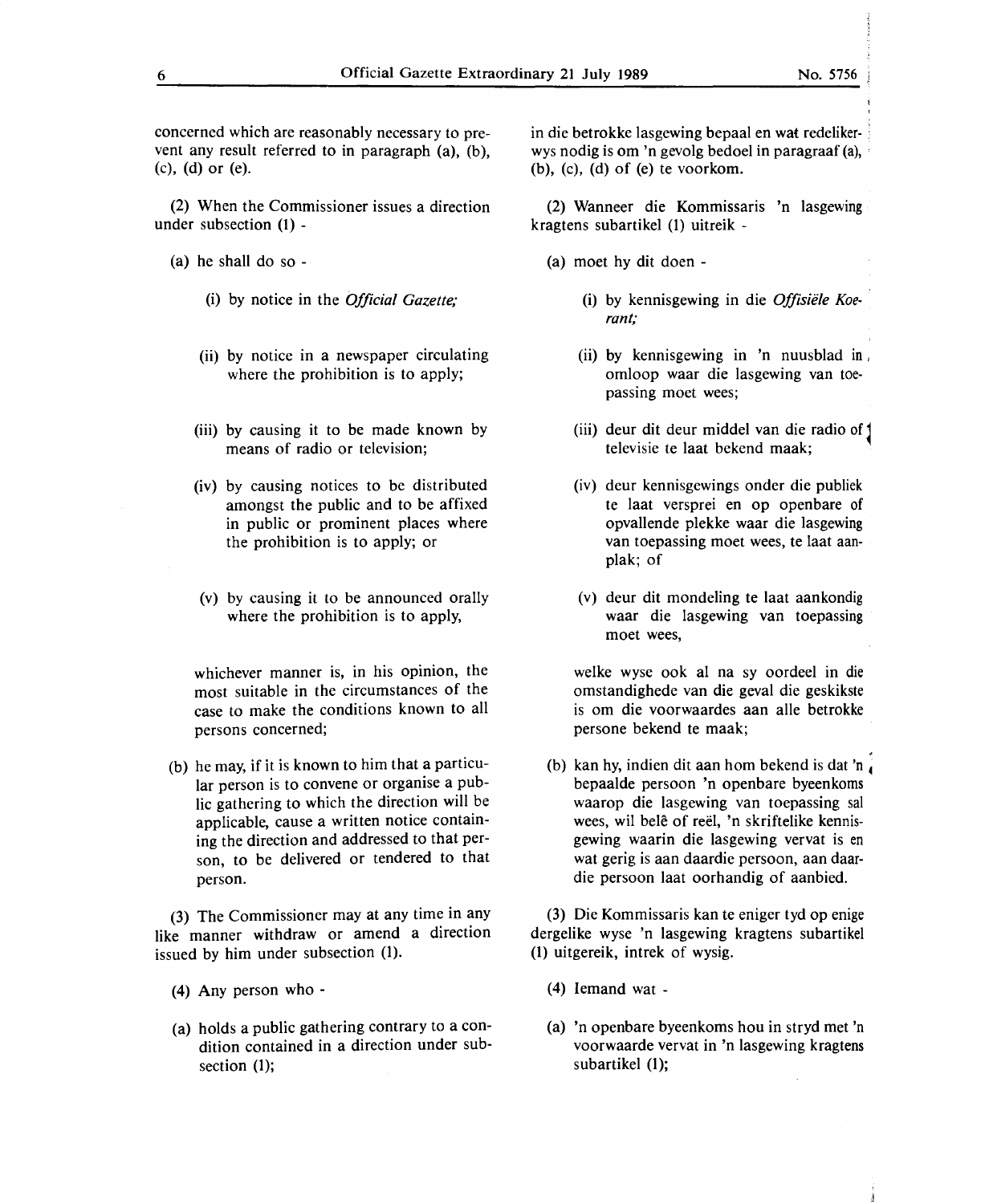concerned which are reasonably necessary to prevent any result referred to in paragraph (a), (b), (c), (d) or (e).

(2) When the Commissioner issues a direction under subsection (1) -

(a) he shall do so -

(i) by notice in the *Official Gazette;*

(ii) by notice in a newspaper circulating where the prohibition is to apply;

(iii) by causing it to be made known by means of radio or television;

(iv) by causing notices to be distributed amongst the public and to be affixed in public or prominent places where the prohibition is to apply; or

(v) by causing it to be announced orally where the prohibition is to apply,

whichever manner is, in his opinion, the most suitable in the circumstances of the case to make the conditions known to all persons concerned;

(b) he may, if it is known to him that a particular person is to convene or organise a public gathering to which the direction will be applicable, cause a written notice containing the direction and addressed to that person, to be delivered or tendered to that person.

(3) The Commissioner may at any time in any like manner withdraw or amend a direction issued by him under subsection (1).

(4) Any person who -

(a) holds a public gathering contrary to a condition contained in a direction under subsection (1);

in die betrokke lasgewing bepaal en wat redelikerwys nodig is om 'n gevolg bedoel in paragraaf (a), (b), (c), (d) of (e) te voorkom.

(2) Wanneer die Kommissaris 'n lasgewing kragtens subartikel (1) uitreik -

(a) moet hy dit doen -

(i) by kennisgewing in die *Offisiële Koerant;*

(ii) by kennisgewing in 'n nuusblad in omloop waar die lasgewing van toepassing moet wees;

(iii) deur dit deur middel van die radio of televisie te laat bekend maak;

(iv) deur kennisgewings onder die publiek te laat versprei en op openbare of opvallende plekke waar die lasgewing van toepassing moet wees, te laat aanplak; of

(v) deur dit mondeling te laat aankondig waar die lasgewing van toepassing moet wees,

welke wyse ook al na sy oordeel in die omstandighede van die geval die geskikste is om die voorwaardes aan alle betrokke persone bekend te maak;

(b) kan hy, indien dit aan hom bekend is dat 'n bepaalde persoon 'n openbare byeenkoms waarop die lasgewing van toepassing sal wees, wil belê of reël, 'n skriftelike kennisgewing waarin die lasgewing vervat is en wat gerig is aan daardie persoon, aan daardie persoon laat oorhandig of aanbied.

(3) Die Kommissaris kan te eniger tyd op enige dergelike wyse 'n lasgewing kragtens subartikel (1) uitgereik, intrek of wysig.

(4) Iemand wat -

(a) 'n openbare byeenkoms hou in stryd met 'n voorwaarde vervat in 'n lasgewing kragtens subartikel (1);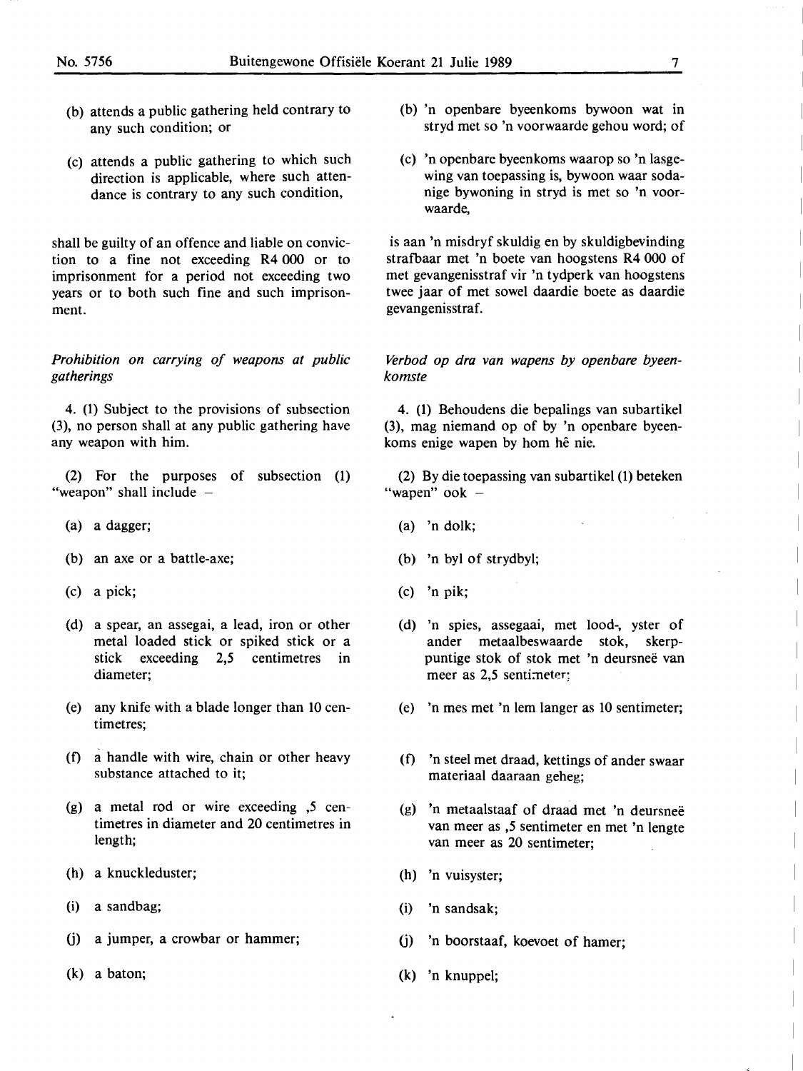(b) attends a public gathering held contrary to any such condition; or

(c) attends a public gathering to which such direction is applicable, where such attendance is contrary to any such condition,

shall be guilty of an offence and liable on conviction to a fine not exceeding R4 000 or to imprisonment for a period not exceeding two years or to both such fine and such imprisonment.

*Prohibition on carrying of weapons at public gatherings*

4. (1) Subject to the provisions of subsection (3), no person shall at any public gathering have any weapon with him.

(2) For the purposes of subsection (1) "weapon" shall include –

(a) a dagger;

(b) an axe or a battle-axe;

(c) a pick;

(d) a spear, an assegai, a lead, iron or other metal loaded stick or spiked stick or a stick exceeding 2,5 centimetres in diameter;

(e) any knife with a blade longer than 10 centimetres;

(f) a handle with wire, chain or other heavy substance attached to it;

(g) a metal rod or wire exceeding ,5 centimetres in diameter and 20 centimetres in length;

(h) a knuckleduster;

(i) a sandbag;

(j) a jumper, a crowbar or hammer;

(k) a baton;

(b) 'n openbare byeenkoms bywoon wat in stryd met so 'n voorwaarde gehou word; of

(c) 'n openbare byeenkoms waarop so 'n lasgewing van toepassing is, bywoon waar sodanige bywoning in stryd is met so 'n voorwaarde,

is aan 'n misdryf skuldig en by skuldigbevinding strafbaar met 'n boete van hoogstens R4 000 of met gevangenisstraf vir 'n tydperk van hoogstens twee jaar of met sowel daardie boete as daardie gevangenisstraf.

*Verbod op dra van wapens by openbare byeenkomste*

4. (1) Behoudens die bepalings van subartikel (3), mag niemand op of by 'n openbare byeenkoms enige wapen by hom hê nie.

(2) By die toepassing van subartikel (1) beteken "wapen" ook –

(a) 'n dolk;

(b) 'n byl of strydbyl;

(c) 'n pik;

(d) 'n spies, assegaai, met lood-, yster of ander metaalbeswaarde stok, skerppuntige stok of stok met 'n deursneë van meer as 2,5 sentimeter;

(e) 'n mes met 'n lem langer as 10 sentimeter;

(f) 'n steel met draad, kettings of ander swaar materiaal daaraan geheg;

(g) 'n metaalstaaf of draad met 'n deursneë van meer as ,5 sentimeter en met 'n lengte van meer as 20 sentimeter;

(h) 'n vuisyster;

(i) 'n sandsak;

(j) 'n boorstaaf, koevoet of hamer;

(k) 'n knuppel;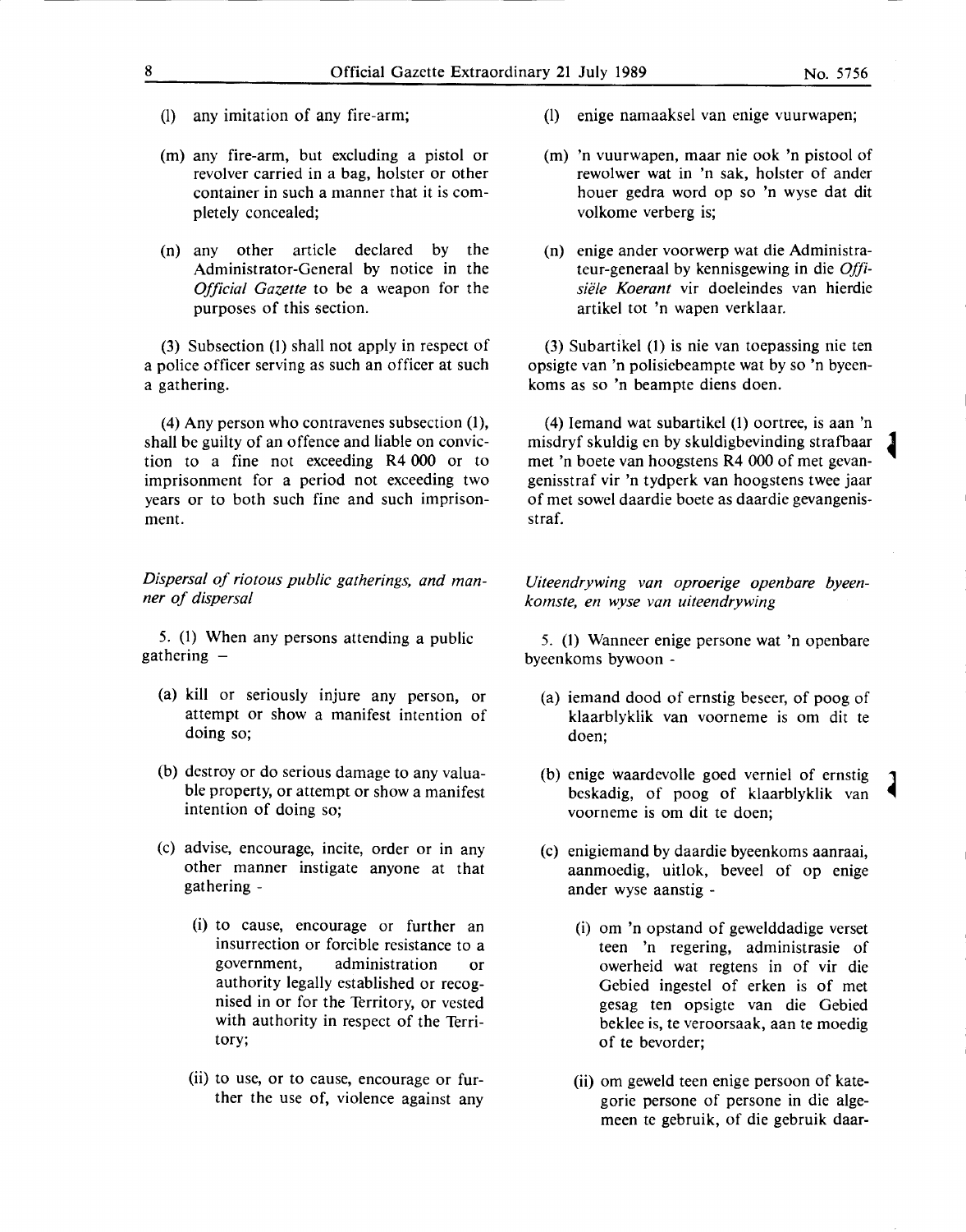(l) any imitation of any fire-arm;

(m) any fire-arm, but excluding a pistol or revolver carried in a bag, holster or other container in such a manner that it is completely concealed;

(n) any other article declared by the Administrator-General by notice in the *Official Gazette* to be a weapon for the purposes of this section.

(3) Subsection (1) shall not apply in respect of a police officer serving as such an officer at such a gathering.

(4) Any person who contravenes subsection (1), shall be guilty of an offence and liable on conviction to a fine not exceeding R4 000 or to imprisonment for a period not exceeding two years or to both such fine and such imprisonment.

*Dispersal of riotous public gatherings, and manner of dispersal*

5. (1) When any persons attending a public gathering –

(a) kill or seriously injure any person, or attempt or show a manifest intention of doing so;

(b) destroy or do serious damage to any valuable property, or attempt or show a manifest intention of doing so;

(c) advise, encourage, incite, order or in any other manner instigate anyone at that gathering -

(i) to cause, encourage or further an insurrection or forcible resistance to a government, administration or authority legally established or recognised in or for the Territory, or vested with authority in respect of the Territory;

(ii) to use, or to cause, encourage or further the use of, violence against any

(l) enige namaaksel van enige vuurwapen;

(m) 'n vuurwapen, maar nie ook 'n pistool of rewolwer wat in 'n sak, holster of ander houer gedra word op so 'n wyse dat dit volkome verberg is;

(n) enige ander voorwerp wat die Administrateur-generaal by kennisgewing in die *Offisiële Koerant* vir doeleindes van hierdie artikel tot 'n wapen verklaar.

(3) Subartikel (1) is nie van toepassing nie ten opsigte van 'n polisiebeampte wat by so 'n byeenkoms as so 'n beampte diens doen.

(4) Iemand wat subartikel (1) oortree, is aan 'n misdryf skuldig en by skuldigbevinding strafbaar met 'n boete van hoogstens R4 000 of met gevangenisstraf vir 'n tydperk van hoogstens twee jaar of met sowel daardie boete as daardie gevangenisstraf.

*Uiteendrywing van oproerige openbare byeenkomste, en wyse van uiteendrywing*

5. (1) Wanneer enige persone wat 'n openbare byeenkoms bywoon -

(a) iemand dood of ernstig beseer, of poog of klaarblyklik van voorneme is om dit te doen;

(b) enige waardevolle goed verniel of ernstig beskadig, of poog of klaarblyklik van voorneme is om dit te doen;

(c) enigiemand by daardie byeenkoms aanraai, aanmoedig, uitlok, beveel of op enige ander wyse aanstig -

(i) om 'n opstand of gewelddadige verset teen 'n regering, administrasie of owerheid wat regtens in of vir die Gebied ingestel of erken is of met gesag ten opsigte van die Gebied beklee is, te veroorsaak, aan te moedig of te bevorder;

(ii) om geweld teen enige persoon of kategorie persone of persone in die algemeen te gebruik, of die gebruik daar-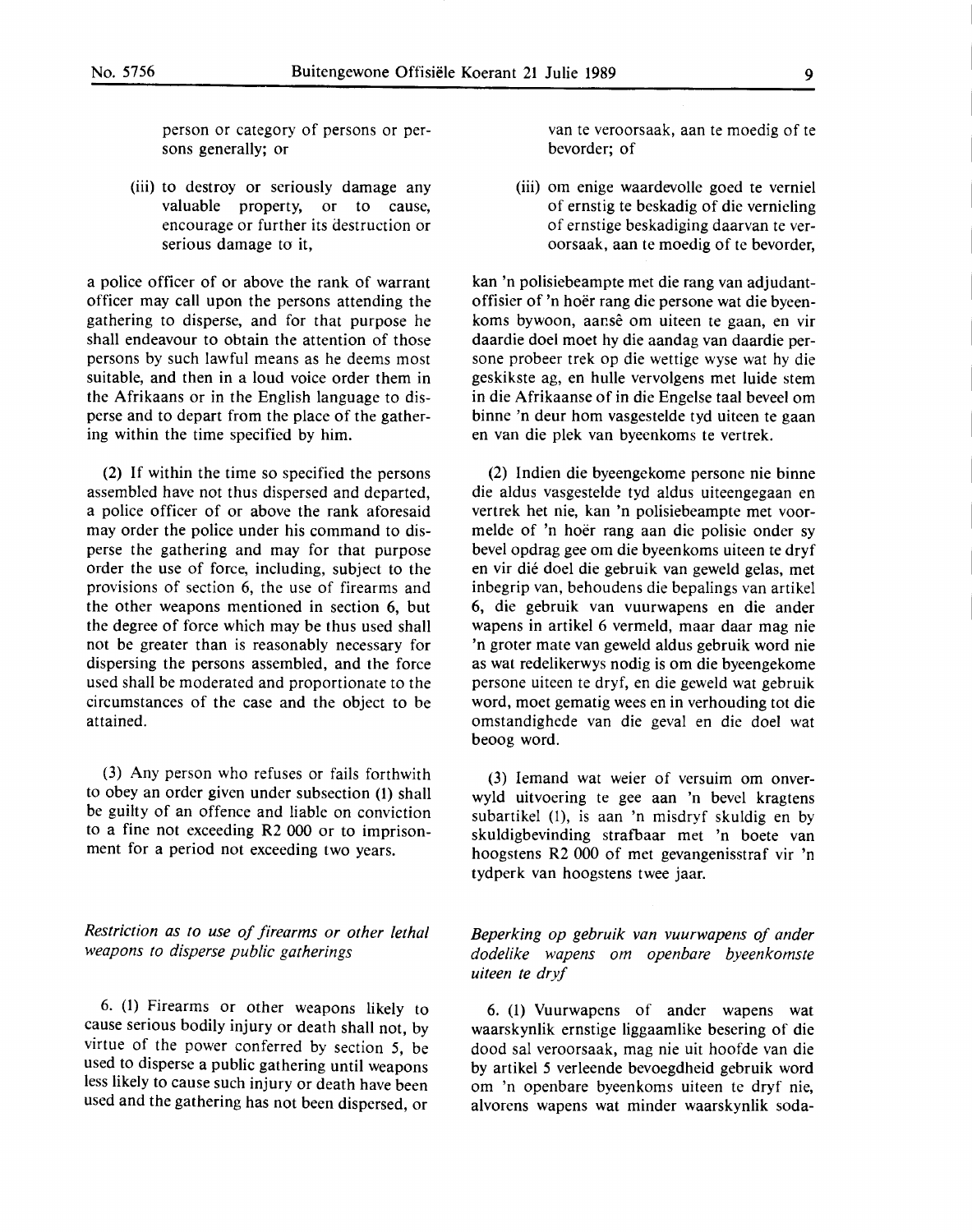person or category of persons or persons generally; or

(iii) to destroy or seriously damage any valuable property, or to cause, encourage or further its destruction or serious damage to it,

a police officer of or above the rank of warrant officer may call upon the persons attending the gathering to disperse, and for that purpose he shall endeavour to obtain the attention of those persons by such lawful means as he deems most suitable, and then in a loud voice order them in the Afrikaans or in the English language to disperse and to depart from the place of the gathering within the time specified by him.

(2) If within the time so specified the persons assembled have not thus dispersed and departed, a police officer of or above the rank aforesaid may order the police under his command to disperse the gathering and may for that purpose order the use of force, including, subject to the provisions of section 6, the use of firearms and the other weapons mentioned in section 6, but the degree of force which may be thus used shall not be greater than is reasonably necessary for dispersing the persons assembled, and the force used shall be moderated and proportionate to the circumstances of the case and the object to be attained.

(3) Any person who refuses or fails forthwith to obey an order given under subsection (1) shall be guilty of an offence and liable on conviction to a fine not exceeding R2 000 or to imprisonment for a period not exceeding two years.

*Restriction as to use of firearms or other lethal weapons to disperse public gatherings*

6. (1) Firearms or other weapons likely to cause serious bodily injury or death shall not, by virtue of the power conferred by section 5, be used to disperse a public gathering until weapons less likely to cause such injury or death have been used and the gathering has not been dispersed, or

van te veroorsaak, aan te moedig of te bevorder; of

(iii) om enige waardevolle goed te verniel of ernstig te beskadig of die vernieling of ernstige beskadiging daarvan te veroorsaak, aan te moedig of te bevorder,

kan 'n polisiebeampte met die rang van adjudant-offisier of 'n hoër rang die persone wat die byeenkoms bywoon, aansê om uiteen te gaan, en vir daardie doel moet hy die aandag van daardie persone probeer trek op die wettige wyse wat hy die geskikste ag, en hulle vervolgens met luide stem in die Afrikaanse of in die Engelse taal beveel om binne 'n deur hom vasgestelde tyd uiteen te gaan en van die plek van byeenkoms te vertrek.

(2) Indien die byeengekome persone nie binne die aldus vasgestelde tyd aldus uiteengegaan en vertrek het nie, kan 'n polisiebeampte met voormelde of 'n hoër rang aan die polisie onder sy bevel opdrag gee om die byeenkoms uiteen te dryf en vir dié doel die gebruik van geweld gelas, met inbegrip van, behoudens die bepalings van artikel 6, die gebruik van vuurwapens en die ander wapens in artikel 6 vermeld, maar daar mag nie 'n groter mate van geweld aldus gebruik word nie as wat redelikerwys nodig is om die byeengekome persone uiteen te dryf, en die geweld wat gebruik word, moet gematig wees en in verhouding tot die omstandighede van die geval en die doel wat beoog word.

(3) Iemand wat weier of versuim om onverwyld uitvoering te gee aan 'n bevel kragtens subartikel (1), is aan 'n misdryf skuldig en by skuldigbevinding strafbaar met 'n boete van hoogstens R2 000 of met gevangenisstraf vir 'n tydperk van hoogstens twee jaar.

*Beperking op gebruik van vuurwapens of ander dodelike wapens om openbare byeenkomste uiteen te dryf*

6. (1) Vuurwapens of ander wapens wat waarskynlik ernstige liggaamlike besering of die dood sal veroorsaak, mag nie uit hoofde van die by artikel 5 verleende bevoegdheid gebruik word om 'n openbare byeenkoms uiteen te dryf nie, alvorens wapens wat minder waarskynlik soda-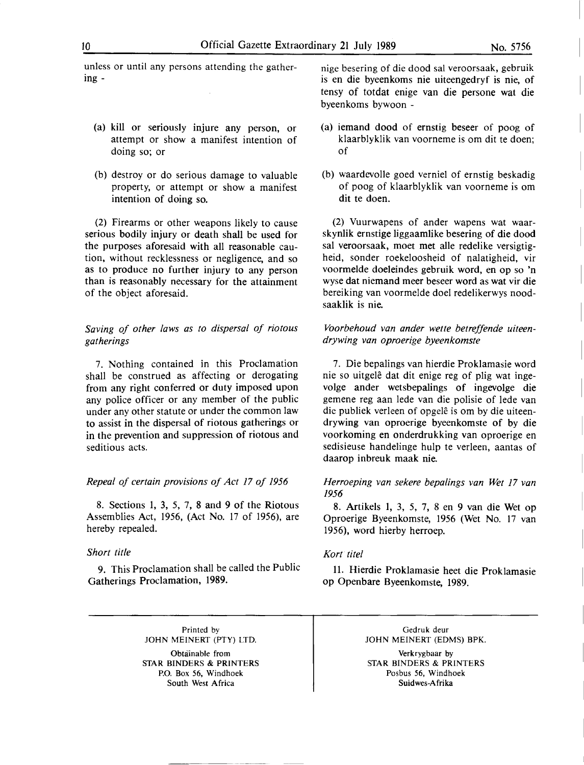unless or until any persons attending the gathering -

(a) kill or seriously injure any person, or attempt or show a manifest intention of doing so; or

(b) destroy or do serious damage to valuable property, or attempt or show a manifest intention of doing so.

(2) Firearms or other weapons likely to cause serious bodily injury or death shall be used for the purposes aforesaid with all reasonable caution, without recklessness or negligence, and so as to produce no further injury to any person than is reasonably necessary for the attainment of the object aforesaid.

*Saving of other laws as to dispersal of riotous gatherings*

7. Nothing contained in this Proclamation shall be construed as affecting or derogating from any right conferred or duty imposed upon any police officer or any member of the public under any other statute or under the common law to assist in the dispersal of riotous gatherings or in the prevention and suppression of riotous and seditious acts.

*Repeal of certain provisions of Act 17 of 1956*

8. Sections 1, 3, 5, 7, 8 and 9 of the Riotous Assemblies Act, 1956, (Act No. 17 of 1956), are hereby repealed.

*Short title*

9. This Proclamation shall be called the Public Gatherings Proclamation, 1989.

nige besering of die dood sal veroorsaak, gebruik is en die byeenkoms nie uiteengedryf is nie, of tensy of totdat enige van die persone wat die byeenkoms bywoon -

(a) iemand dood of ernstig beseer of poog of klaarblyklik van voorneme is om dit te doen; of

(b) waardevolle goed verniel of ernstig beskadig of poog of klaarblyklik van voorneme is om dit te doen.

(2) Vuurwapens of ander wapens wat waarskynlik ernstige liggaamlike besering of die dood sal veroorsaak, moet met alle redelike versigtigheid, sonder roekeloosheid of nalatigheid, vir voormelde doeleindes gebruik word, en op so 'n wyse dat niemand meer beseer word as wat vir die bereiking van voormelde doel redelikerwys noodsaaklik is nie.

*Voorbehoud van ander wette betreffende uiteendrywing van oproerige byeenkomste*

7. Die bepalings van hierdie Proklamasie word nie so uitgelê dat dit enige reg of plig wat ingevolge ander wetsbepalings of ingevolge die gemene reg aan lede van die polisie of lede van die publiek verleen of opgelê is om by die uiteendrywing van oproerige byeenkomste of by die voorkoming en onderdrukking van oproerige en sedisieuse handelinge hulp te verleen, aantas of daarop inbreuk maak nie.

*Herroeping van sekere bepalings van Wet 17 van 1956*

8. Artikels 1, 3, 5, 7, 8 en 9 van die Wet op Oproerige Byeenkomste, 1956 (Wet No. 17 van 1956), word hierby herroep.

*Kort titel*

11. Hierdie Proklamasie heet die Proklamasie op Openbare Byeenkomste, 1989.

---

Printed by
JOHN MEINERT (PTY) LTD.

Obtainable from
STAR BINDERS & PRINTERS
P.O. Box 56, Windhoek
South West Africa

Gedruk deur
JOHN MEINERT (EDMS) BPK.

Verkrygbaar by
STAR BINDERS & PRINTERS
Posbus 56, Windhoek
Suidwes-Afrika